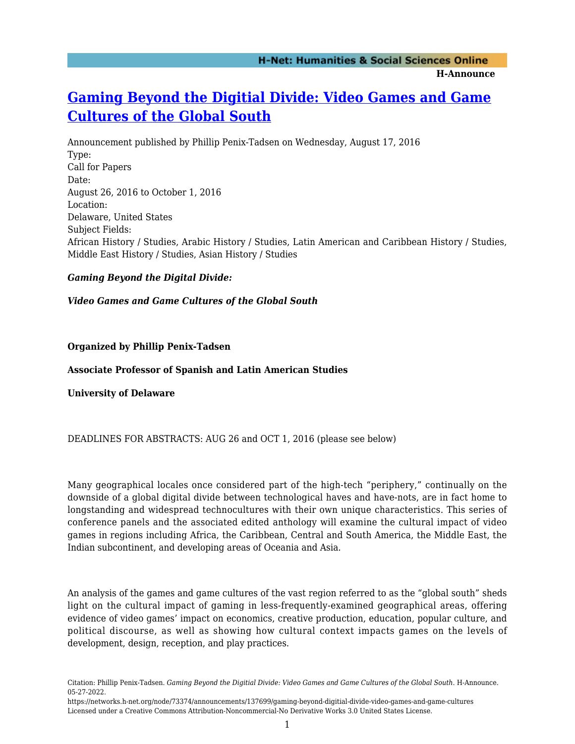# Gaming Beyond the Digitial Divide: Video Games and Game Cultures of the Global South

Announcement published by Phillip Penix-Tadsen on Wednesday, August 17, 2016

Type:

Call for Papers

Date:

August 26, 2016 to October 1, 2016

Location:

Delaware, United States

Subject Fields:

African History / Studies, Arabic History / Studies, Latin American and Caribbean History / Studies, Middle East History / Studies, Asian History / Studies

***Gaming Beyond the Digital Divide:***

***Video Games and Game Cultures of the Global South***

**Organized by Phillip Penix-Tadsen**

**Associate Professor of Spanish and Latin American Studies**

**University of Delaware**

DEADLINES FOR ABSTRACTS: AUG 26 and OCT 1, 2016 (please see below)

Many geographical locales once considered part of the high-tech "periphery," continually on the downside of a global digital divide between technological haves and have-nots, are in fact home to longstanding and widespread technocultures with their own unique characteristics. This series of conference panels and the associated edited anthology will examine the cultural impact of video games in regions including Africa, the Caribbean, Central and South America, the Middle East, the Indian subcontinent, and developing areas of Oceania and Asia.

An analysis of the games and game cultures of the vast region referred to as the "global south" sheds light on the cultural impact of gaming in less-frequently-examined geographical areas, offering evidence of video games' impact on economics, creative production, education, popular culture, and political discourse, as well as showing how cultural context impacts games on the levels of development, design, reception, and play practices.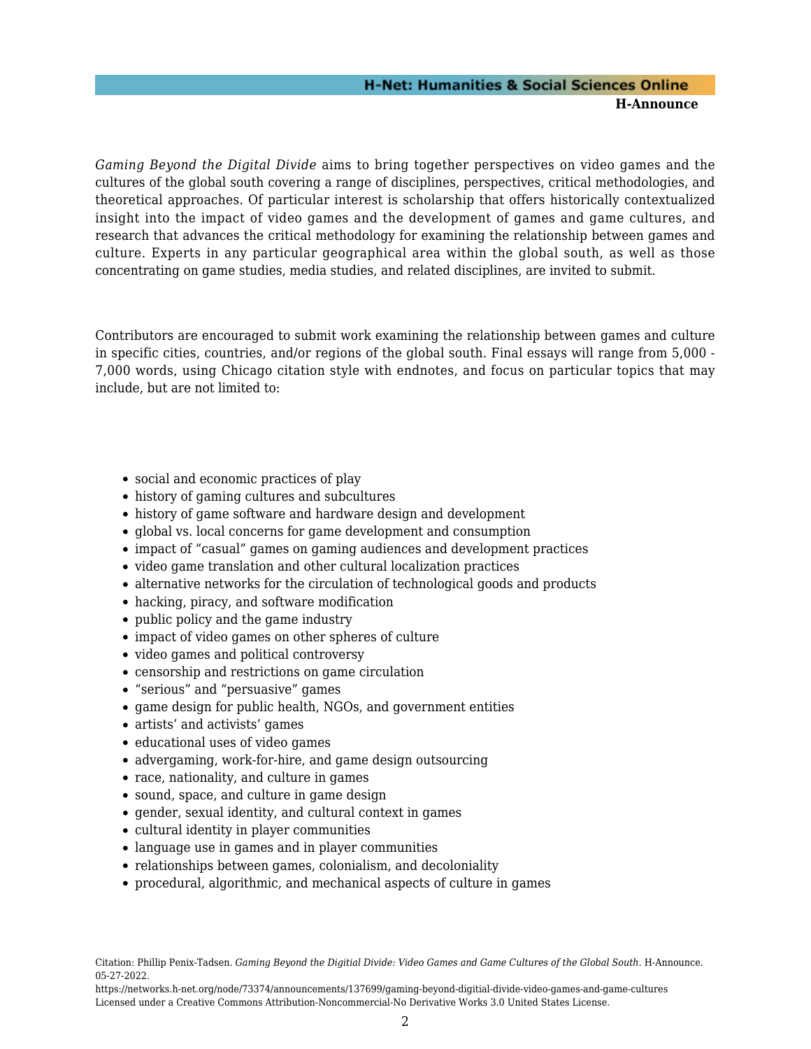*Gaming Beyond the Digital Divide* aims to bring together perspectives on video games and the cultures of the global south covering a range of disciplines, perspectives, critical methodologies, and theoretical approaches. Of particular interest is scholarship that offers historically contextualized insight into the impact of video games and the development of games and game cultures, and research that advances the critical methodology for examining the relationship between games and culture. Experts in any particular geographical area within the global south, as well as those concentrating on game studies, media studies, and related disciplines, are invited to submit.

Contributors are encouraged to submit work examining the relationship between games and culture in specific cities, countries, and/or regions of the global south. Final essays will range from 5,000 - 7,000 words, using Chicago citation style with endnotes, and focus on particular topics that may include, but are not limited to:

- social and economic practices of play
- history of gaming cultures and subcultures
- history of game software and hardware design and development
- global vs. local concerns for game development and consumption
- impact of "casual" games on gaming audiences and development practices
- video game translation and other cultural localization practices
- alternative networks for the circulation of technological goods and products
- hacking, piracy, and software modification
- public policy and the game industry
- impact of video games on other spheres of culture
- video games and political controversy
- censorship and restrictions on game circulation
- "serious" and "persuasive" games
- game design for public health, NGOs, and government entities
- artists' and activists' games
- educational uses of video games
- advergaming, work-for-hire, and game design outsourcing
- race, nationality, and culture in games
- sound, space, and culture in game design
- gender, sexual identity, and cultural context in games
- cultural identity in player communities
- language use in games and in player communities
- relationships between games, colonialism, and decoloniality
- procedural, algorithmic, and mechanical aspects of culture in games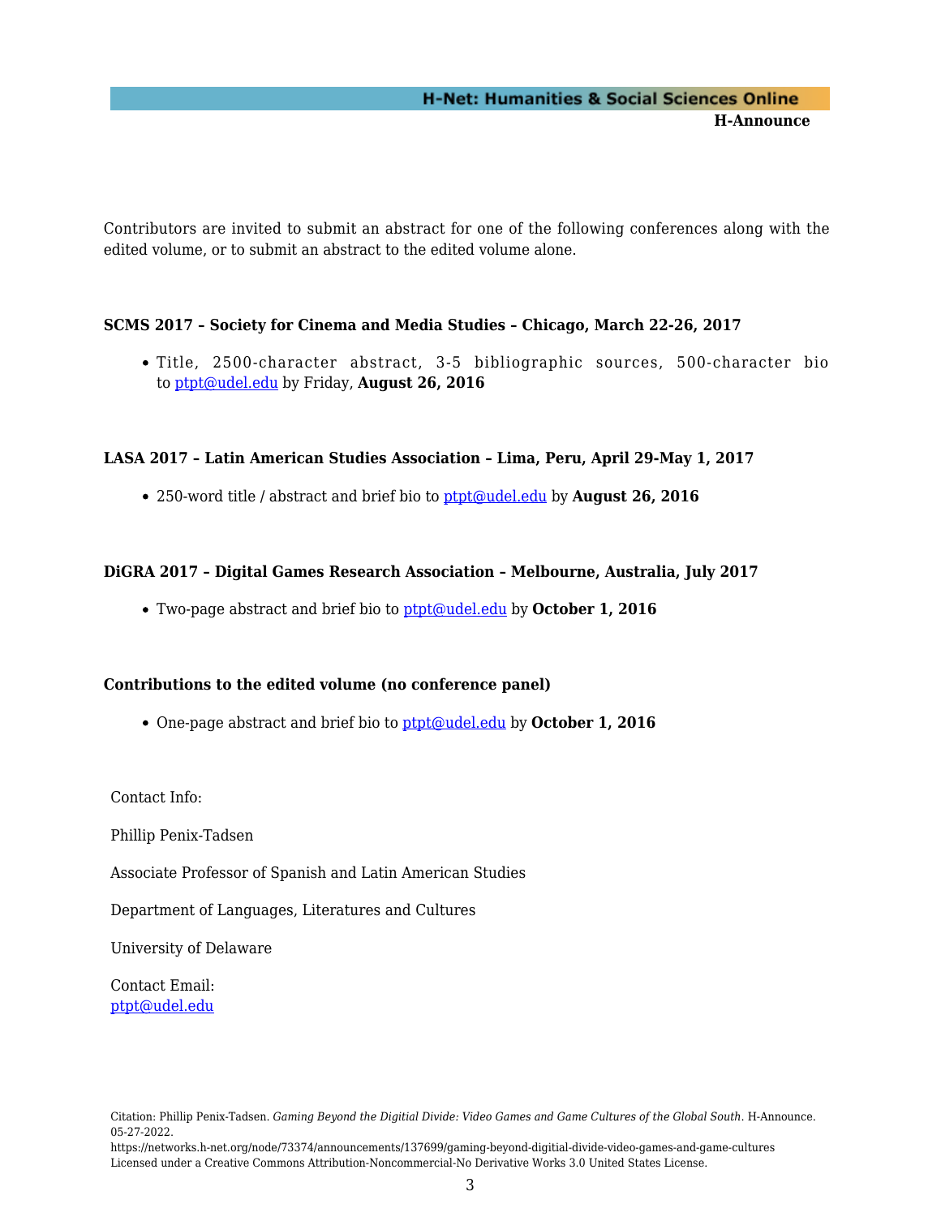Contributors are invited to submit an abstract for one of the following conferences along with the edited volume, or to submit an abstract to the edited volume alone.

**SCMS 2017 – Society for Cinema and Media Studies – Chicago, March 22-26, 2017**

- Title, 2500-character abstract, 3-5 bibliographic sources, 500-character bio to ptpt@udel.edu by Friday, **August 26, 2016**

**LASA 2017 – Latin American Studies Association – Lima, Peru, April 29-May 1, 2017**

- 250-word title / abstract and brief bio to ptpt@udel.edu by **August 26, 2016**

**DiGRA 2017 – Digital Games Research Association – Melbourne, Australia, July 2017**

- Two-page abstract and brief bio to ptpt@udel.edu by **October 1, 2016**

**Contributions to the edited volume (no conference panel)**

- One-page abstract and brief bio to ptpt@udel.edu by **October 1, 2016**

Contact Info:

Phillip Penix-Tadsen

Associate Professor of Spanish and Latin American Studies

Department of Languages, Literatures and Cultures

University of Delaware

Contact Email:
ptpt@udel.edu

Citation: Phillip Penix-Tadsen. *Gaming Beyond the Digitial Divide: Video Games and Game Cultures of the Global South*. H-Announce. 05-27-2022.
https://networks.h-net.org/node/73374/announcements/137699/gaming-beyond-digitial-divide-video-games-and-game-cultures
Licensed under a Creative Commons Attribution-Noncommercial-No Derivative Works 3.0 United States License.